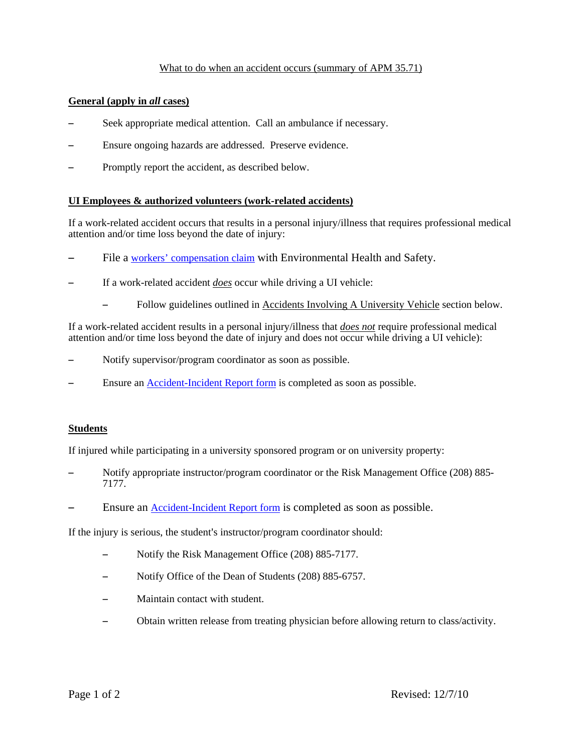# What to do when an accident occurs (summary of APM 35.71)

## General (apply in *all* cases)

- Seek appropriate medical attention. Call an ambulance if necessary.
- Ensure ongoing hazards are addressed. Preserve evidence.
- Promptly report the accident, as described below.

## UI Employees & authorized volunteers (work-related accidents)

If a work-related accident occurs that results in a personal injury/illness that requires professional medical attention and/or time loss beyond the date of injury:

- File a workers' compensation claim with Environmental Health and Safety.
- If a work-related accident ***does*** occur while driving a UI vehicle:
  - Follow guidelines outlined in Accidents Involving A University Vehicle section below.

If a work-related accident results in a personal injury/illness that ***does not*** require professional medical attention and/or time loss beyond the date of injury and does not occur while driving a UI vehicle):

- Notify supervisor/program coordinator as soon as possible.
- Ensure an Accident-Incident Report form is completed as soon as possible.

## Students

If injured while participating in a university sponsored program or on university property:

- Notify appropriate instructor/program coordinator or the Risk Management Office (208) 885-7177.
- Ensure an Accident-Incident Report form is completed as soon as possible.

If the injury is serious, the student's instructor/program coordinator should:

- Notify the Risk Management Office (208) 885-7177.
- Notify Office of the Dean of Students (208) 885-6757.
- Maintain contact with student.
- Obtain written release from treating physician before allowing return to class/activity.

Revised: 12/7/10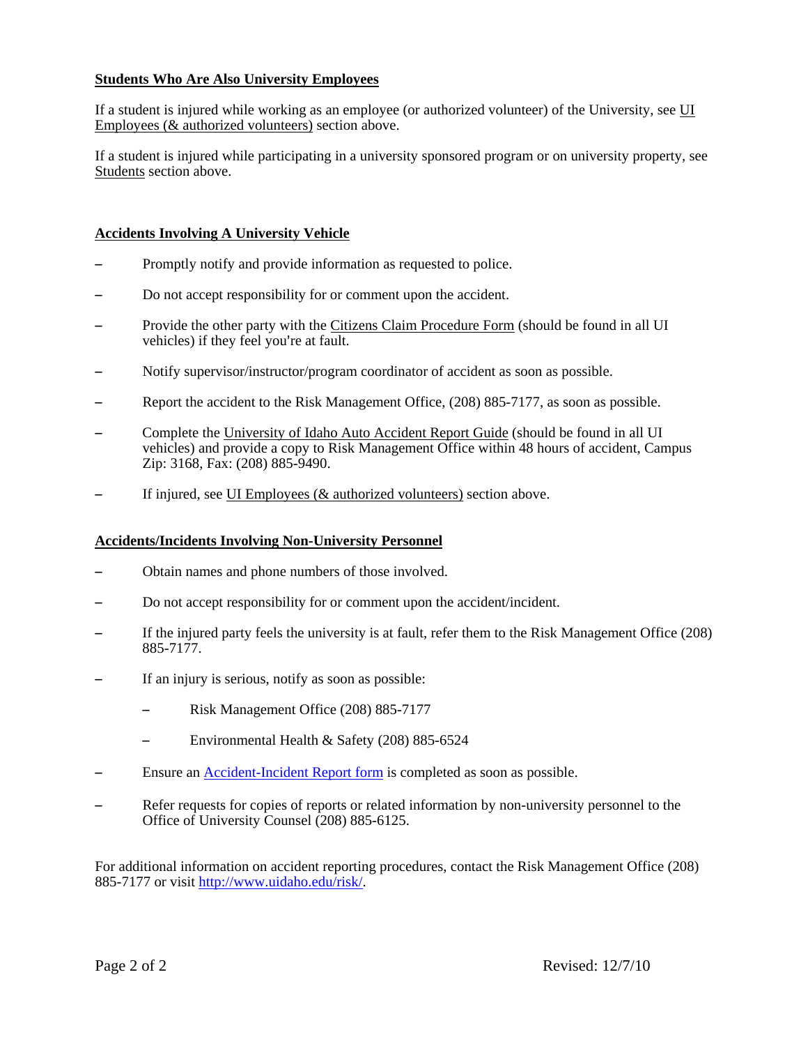## Students Who Are Also University Employees

If a student is injured while working as an employee (or authorized volunteer) of the University, see UI Employees (& authorized volunteers) section above.

If a student is injured while participating in a university sponsored program or on university property, see Students section above.

## Accidents Involving A University Vehicle

- Promptly notify and provide information as requested to police.
- Do not accept responsibility for or comment upon the accident.
- Provide the other party with the Citizens Claim Procedure Form (should be found in all UI vehicles) if they feel you're at fault.
- Notify supervisor/instructor/program coordinator of accident as soon as possible.
- Report the accident to the Risk Management Office, (208) 885-7177, as soon as possible.
- Complete the University of Idaho Auto Accident Report Guide (should be found in all UI vehicles) and provide a copy to Risk Management Office within 48 hours of accident, Campus Zip: 3168, Fax: (208) 885-9490.
- If injured, see UI Employees (& authorized volunteers) section above.

## Accidents/Incidents Involving Non-University Personnel

- Obtain names and phone numbers of those involved.
- Do not accept responsibility for or comment upon the accident/incident.
- If the injured party feels the university is at fault, refer them to the Risk Management Office (208) 885-7177.
- If an injury is serious, notify as soon as possible:
  - Risk Management Office (208) 885-7177
  - Environmental Health & Safety (208) 885-6524
- Ensure an Accident-Incident Report form is completed as soon as possible.
- Refer requests for copies of reports or related information by non-university personnel to the Office of University Counsel (208) 885-6125.

For additional information on accident reporting procedures, contact the Risk Management Office (208) 885-7177 or visit http://www.uidaho.edu/risk/.

Revised: 12/7/10